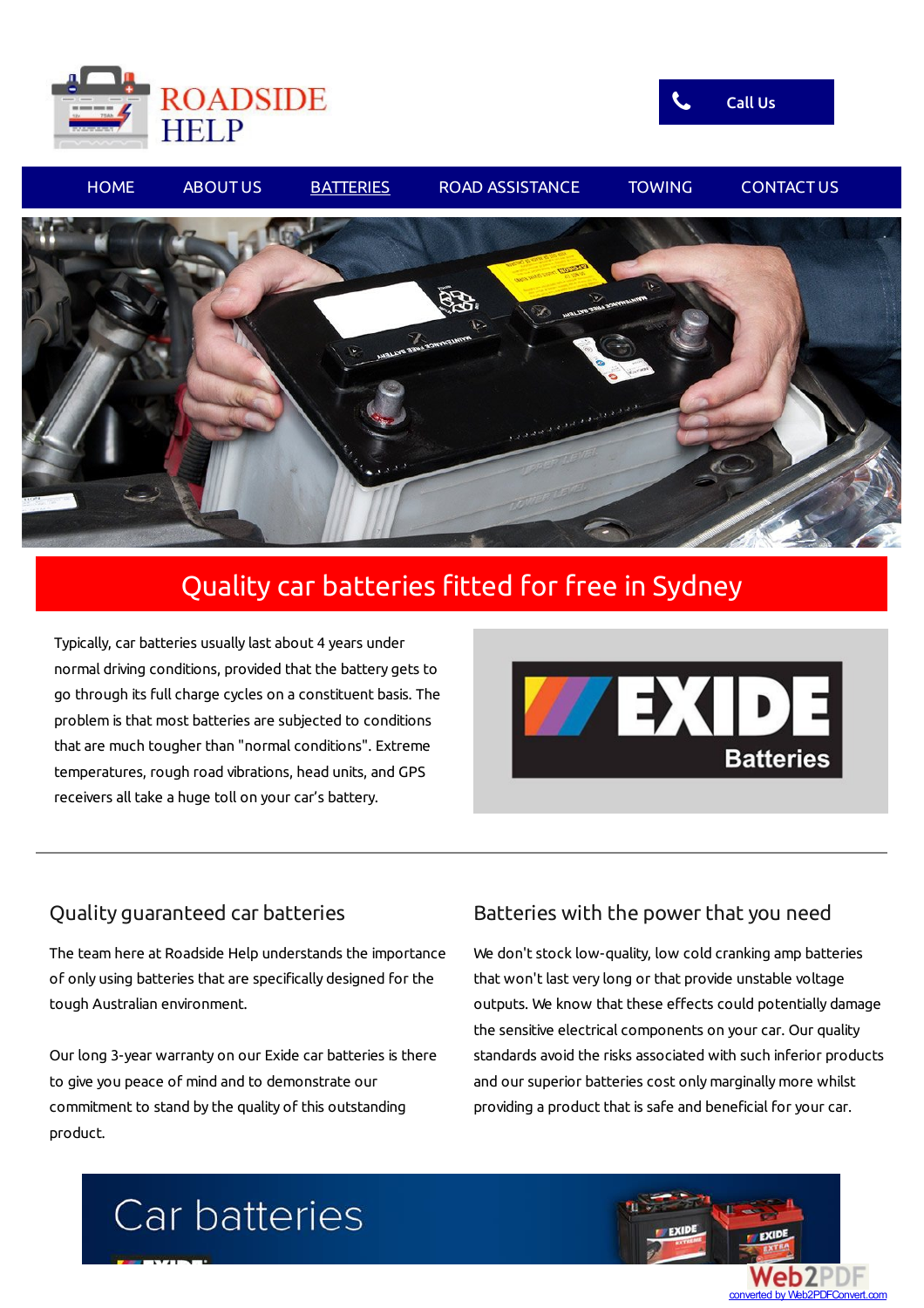ROADSIDE HELP

Call Us

HOME | ABOUT US | BATTERIES | ROAD ASSISTANCE | TOWING | CONTACT US

# Quality car batteries fitted for free in Sydney

Typically, car batteries usually last about 4 years under normal driving conditions, provided that the battery gets to go through its full charge cycles on a constituent basis. The problem is that most batteries are subjected to conditions that are much tougher than "normal conditions". Extreme temperatures, rough road vibrations, head units, and GPS receivers all take a huge toll on your car's battery.

EXIDE Batteries

---

## Quality guaranteed car batteries

The team here at Roadside Help understands the importance of only using batteries that are specifically designed for the tough Australian environment.

Our long 3-year warranty on our Exide car batteries is there to give you peace of mind and to demonstrate our commitment to stand by the quality of this outstanding product.

## Batteries with the power that you need

We don't stock low-quality, low cold cranking amp batteries that won't last very long or that provide unstable voltage outputs. We know that these effects could potentially damage the sensitive electrical components on your car. Our quality standards avoid the risks associated with such inferior products and our superior batteries cost only marginally more whilst providing a product that is safe and beneficial for your car.

Car batteries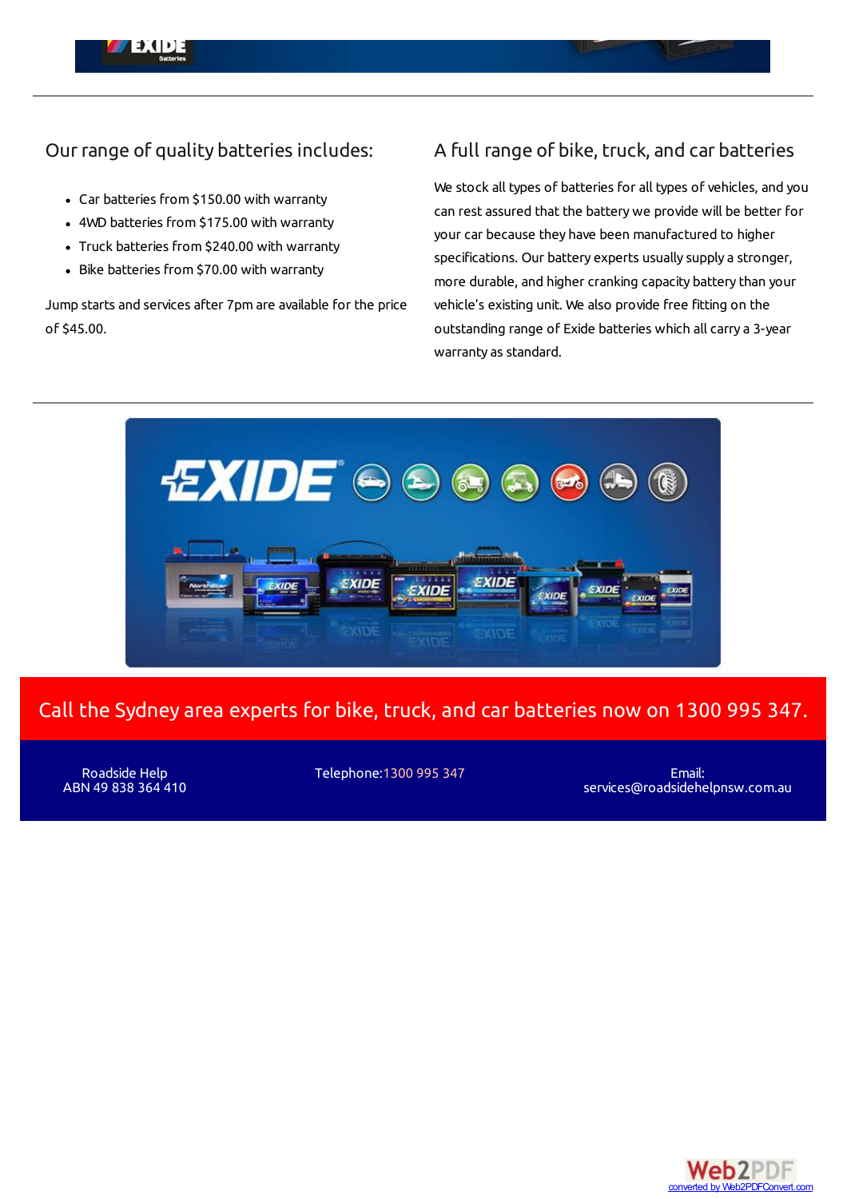## Our range of quality batteries includes:

- Car batteries from $150.00 with warranty
- 4WD batteries from $175.00 with warranty
- Truck batteries from $240.00 with warranty
- Bike batteries from $70.00 with warranty

Jump starts and services after 7pm are available for the price of $45.00.

## A full range of bike, truck, and car batteries

We stock all types of batteries for all types of vehicles, and you can rest assured that the battery we provide will be better for your car because they have been manufactured to higher specifications. Our battery experts usually supply a stronger, more durable, and higher cranking capacity battery than your vehicle's existing unit. We also provide free fitting on the outstanding range of Exide batteries which all carry a 3-year warranty as standard.

Call the Sydney area experts for bike, truck, and car batteries now on 1300 995 347.

Roadside Help
ABN 49 838 364 410

Telephone: 1300 995 347

Email:
services@roadsidehelpnsw.com.au